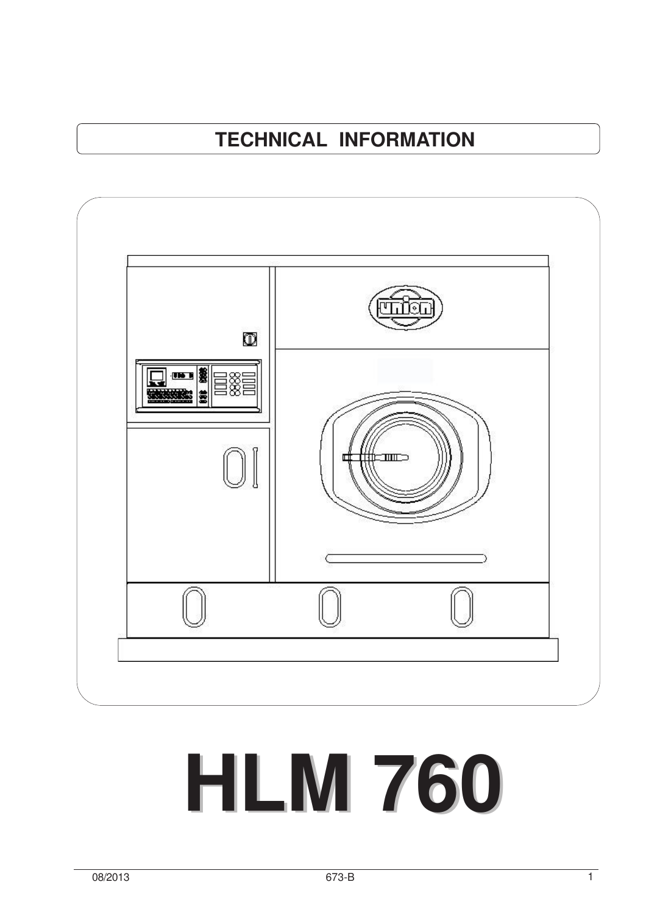# TECHNICAL INFORMATION

# HLM 760

08/2013 673-B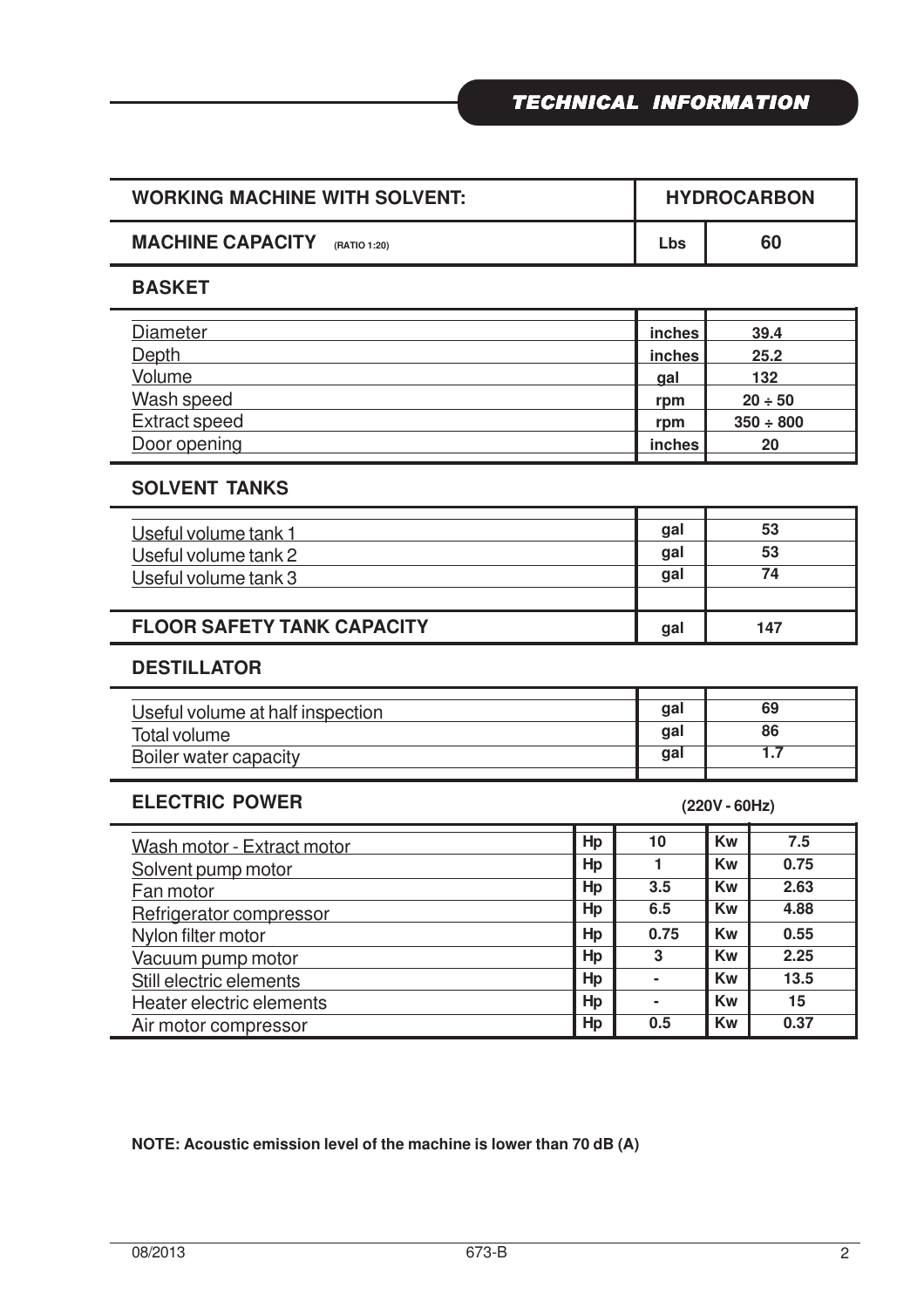## TECHNICAL INFORMATION

| WORKING MACHINE WITH SOLVENT: | HYDROCARBON | |
|---|---|---|
| **MACHINE CAPACITY** (RATIO 1:20) | Lbs | 60 |

### BASKET

| | | |
|---|---|---|
| Diameter | inches | 39.4 |
| Depth | inches | 25.2 |
| Volume | gal | 132 |
| Wash speed | rpm | 20 ÷ 50 |
| Extract speed | rpm | 350 ÷ 800 |
| Door opening | inches | 20 |

### SOLVENT TANKS

| | | |
|---|---|---|
| Useful volume tank 1 | gal | 53 |
| Useful volume tank 2 | gal | 53 |
| Useful volume tank 3 | gal | 74 |
| | | |
| **FLOOR SAFETY TANK CAPACITY** | gal | 147 |

### DESTILLATOR

| | | |
|---|---|---|
| Useful volume at half inspection | gal | 69 |
| Total volume | gal | 86 |
| Boiler water capacity | gal | 1.7 |

### ELECTRIC POWER (220V - 60Hz)

| | | | | |
|---|---|---|---|---|
| Wash motor - Extract motor | Hp | 10 | Kw | 7.5 |
| Solvent pump motor | Hp | 1 | Kw | 0.75 |
| Fan motor | Hp | 3.5 | Kw | 2.63 |
| Refrigerator compressor | Hp | 6.5 | Kw | 4.88 |
| Nylon filter motor | Hp | 0.75 | Kw | 0.55 |
| Vacuum pump motor | Hp | 3 | Kw | 2.25 |
| Still electric elements | Hp | - | Kw | 13.5 |
| Heater electric elements | Hp | - | Kw | 15 |
| Air motor compressor | Hp | 0.5 | Kw | 0.37 |

**NOTE: Acoustic emission level of the machine is lower than 70 dB (A)**

08/2013 673-B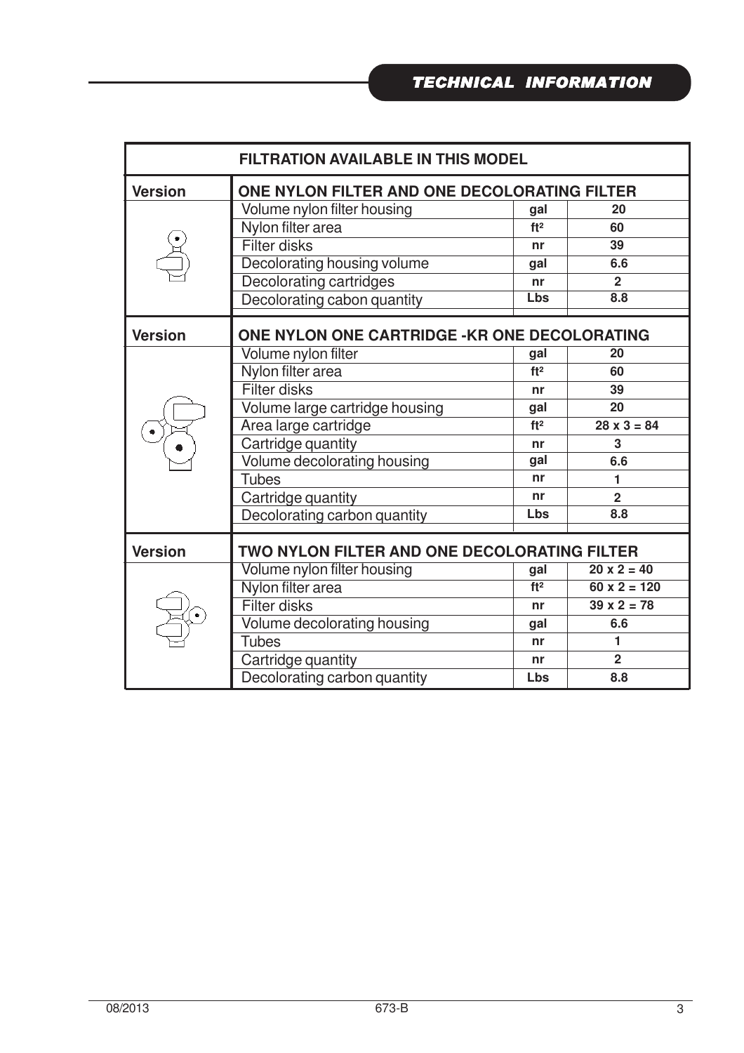## TECHNICAL INFORMATION

| FILTRATION AVAILABLE IN THIS MODEL | | | |
|---|---|---|---|
| **Version** | **ONE NYLON FILTER AND ONE DECOLORATING FILTER** | | |
| | Volume nylon filter housing | gal | 20 |
| | Nylon filter area | ft² | 60 |
| | Filter disks | nr | 39 |
| | Decoloring housing volume | gal | 6.6 |
| | Decolorating cartridges | nr | 2 |
| | Decolorating cabon quantity | Lbs | 8.8 |
| **Version** | **ONE NYLON ONE CARTRIDGE -KR ONE DECOLORATING** | | |
| | Volume nylon filter | gal | 20 |
| | Nylon filter area | ft² | 60 |
| | Filter disks | nr | 39 |
| | Volume large cartridge housing | gal | 20 |
| | Area large cartridge | ft² | 28 x 3 = 84 |
| | Cartridge quantity | nr | 3 |
| | Volume decolorating housing | gal | 6.6 |
| | Tubes | nr | 1 |
| | Cartridge quantity | nr | 2 |
| | Decolorating carbon quantity | Lbs | 8.8 |
| **Version** | **TWO NYLON FILTER AND ONE DECOLORATING FILTER** | | |
| | Volume nylon filter housing | gal | 20 x 2 = 40 |
| | Nylon filter area | ft² | 60 x 2 = 120 |
| | Filter disks | nr | 39 x 2 = 78 |
| | Volume decolorating housing | gal | 6.6 |
| | Tubes | nr | 1 |
| | Cartridge quantity | nr | 2 |
| | Decolorating carbon quantity | Lbs | 8.8 |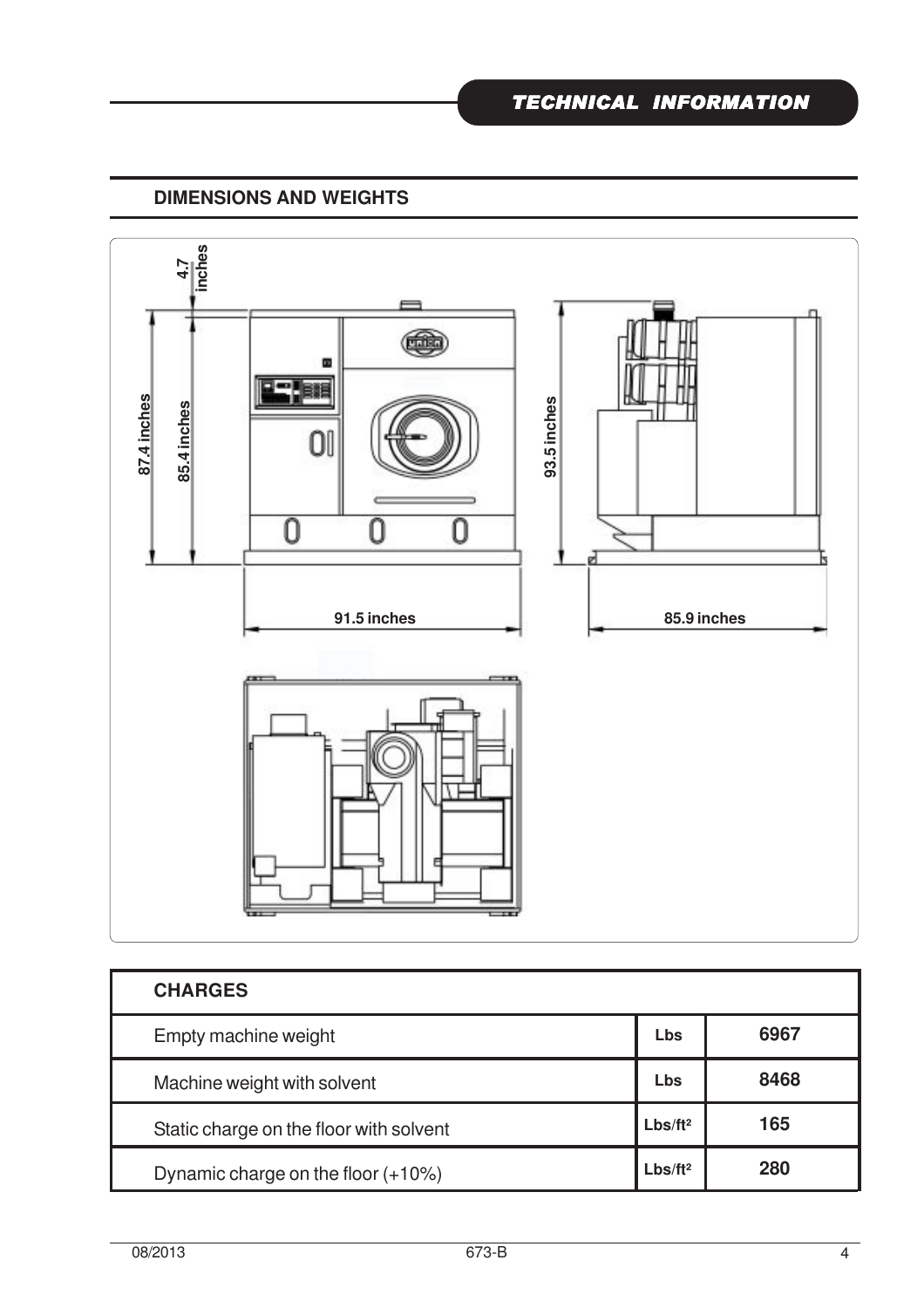## DIMENSIONS AND WEIGHTS

4.7 inches

87.4 inches

85.4 inches

93.5 inches

91.5 inches

85.9 inches

| CHARGES | | |
|---|---|---|
| Empty machine weight | Lbs | 6967 |
| Machine weight with solvent | Lbs | 8468 |
| Static charge on the floor with solvent | Lbs/ft² | 165 |
| Dynamic charge on the floor (+10%) | Lbs/ft² | 280 |

08/2013 673-B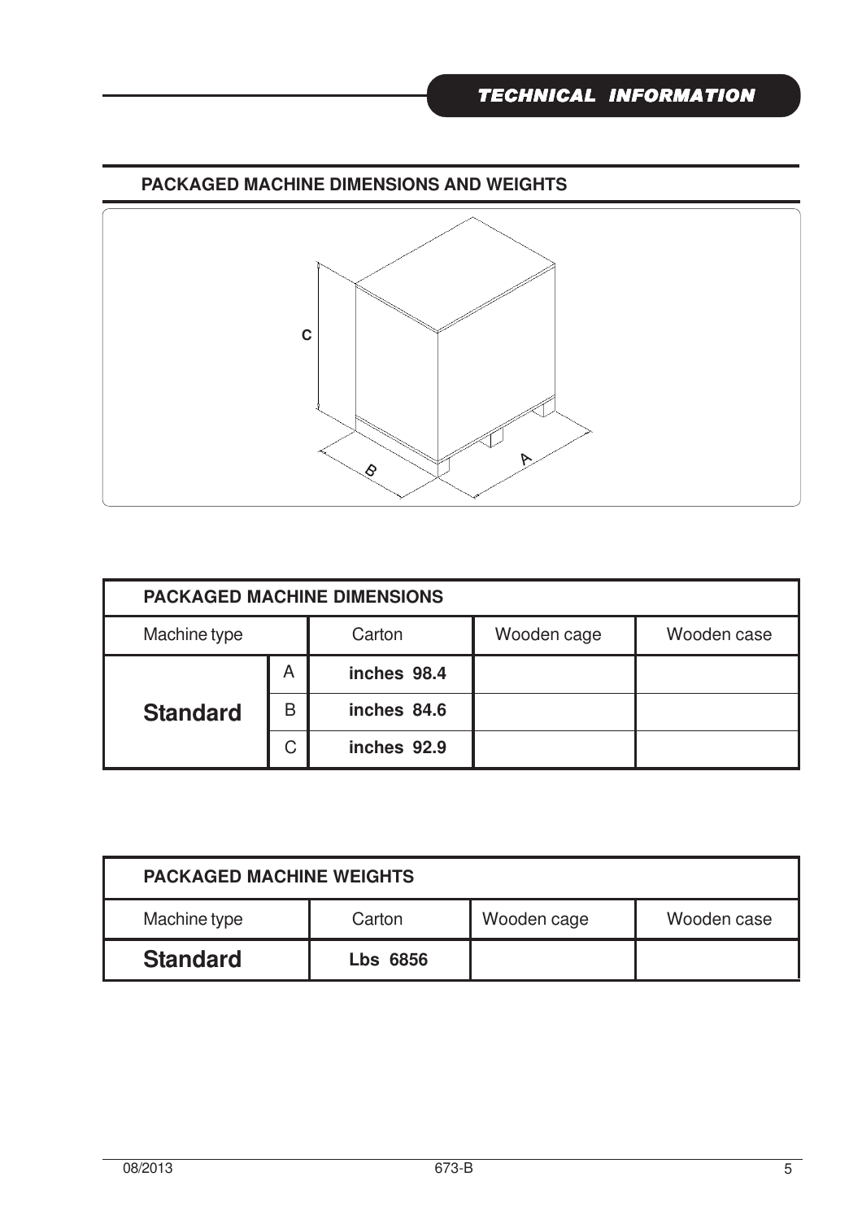## PACKAGED MACHINE DIMENSIONS AND WEIGHTS

| PACKAGED MACHINE DIMENSIONS | | | | |
|---|---|---|---|---|
| Machine type | | Carton | Wooden cage | Wooden case |
| **Standard** | A | **inches 98.4** | | |
| | B | **inches 84.6** | | |
| | C | **inches 92.9** | | |

| PACKAGED MACHINE WEIGHTS | | | |
|---|---|---|---|
| Machine type | Carton | Wooden cage | Wooden case |
| **Standard** | **Lbs 6856** | | |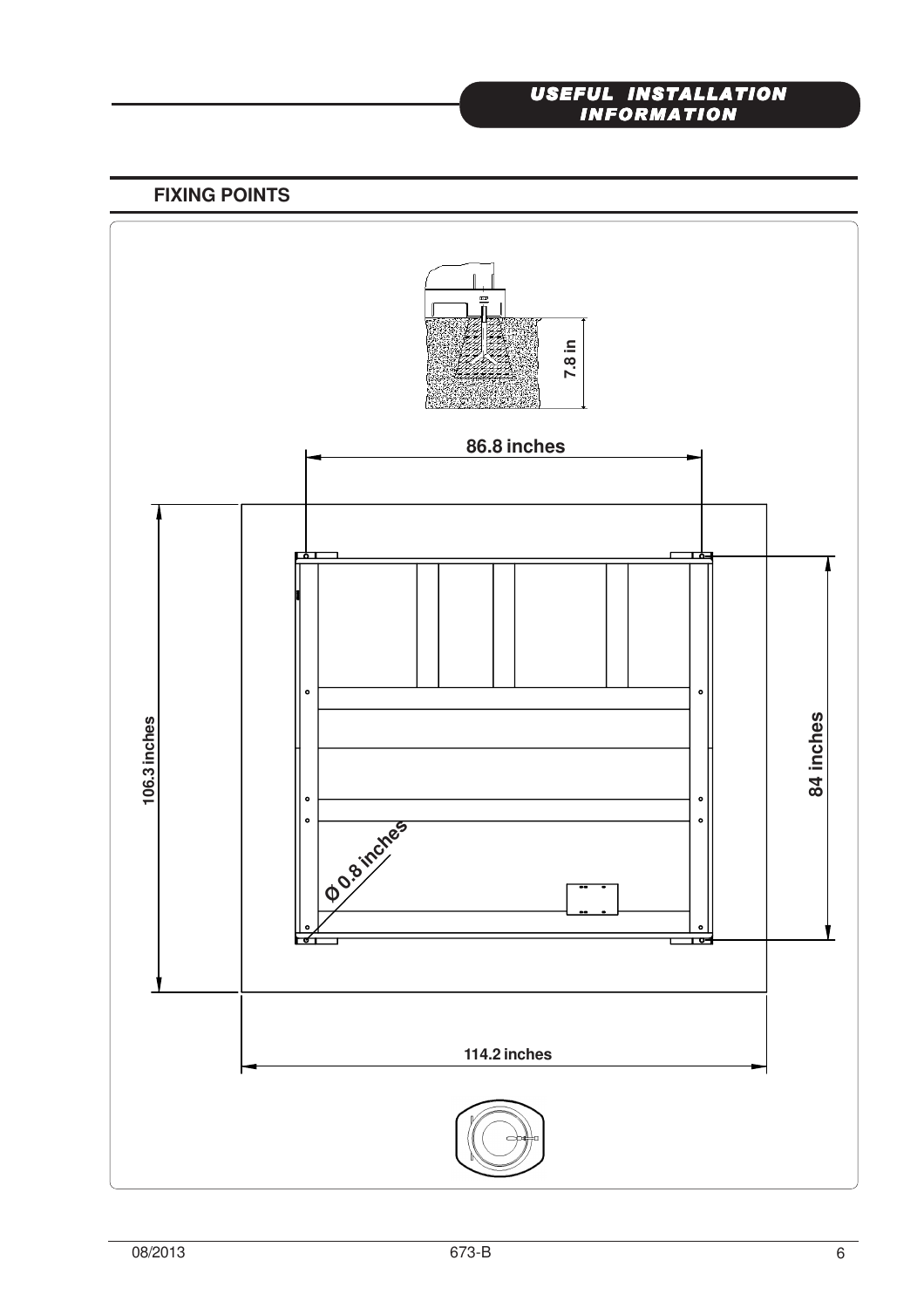## USEFUL INSTALLATION INFORMATION

### FIXING POINTS

7.8 in

86.8 inches

106.3 inches

84 inches

Ø 0.8 inches

114.2 inches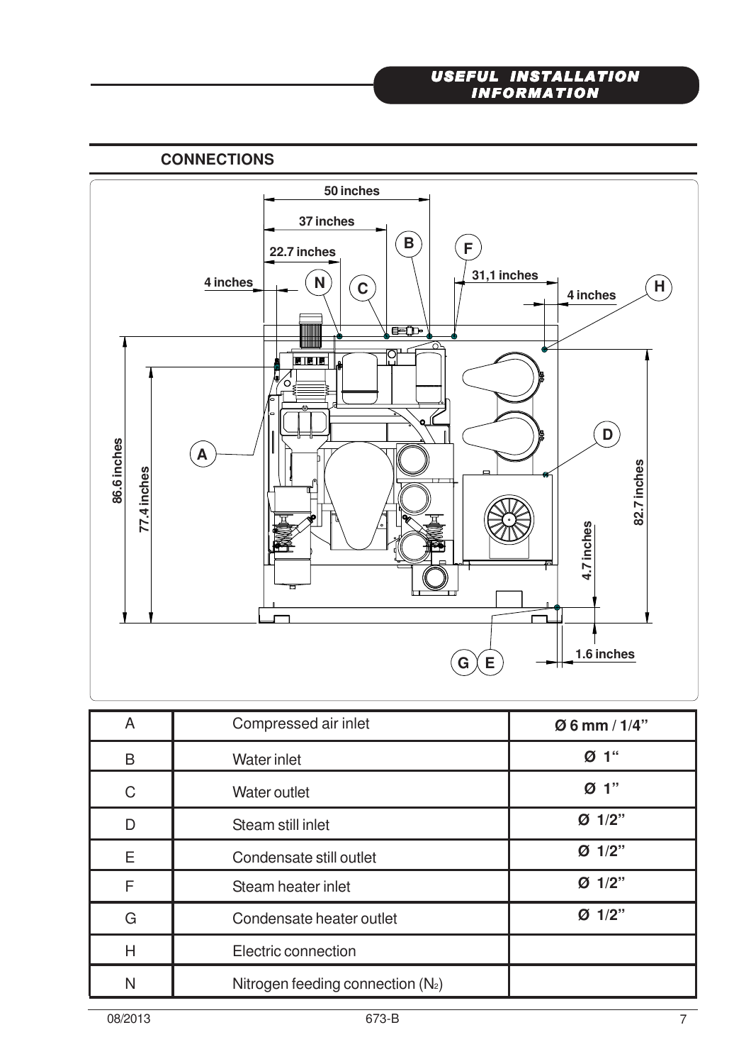## CONNECTIONS

| A | Compressed air inlet | **Ø 6 mm / 1/4"** |
|---|---|---|
| B | Water inlet | **Ø 1"** |
| C | Water outlet | **Ø 1"** |
| D | Steam still inlet | **Ø 1/2"** |
| E | Condensate still outlet | **Ø 1/2"** |
| F | Steam heater inlet | **Ø 1/2"** |
| G | Condensate heater outlet | **Ø 1/2"** |
| H | Electric connection | |
| N | Nitrogen feeding connection ($N_2$) | |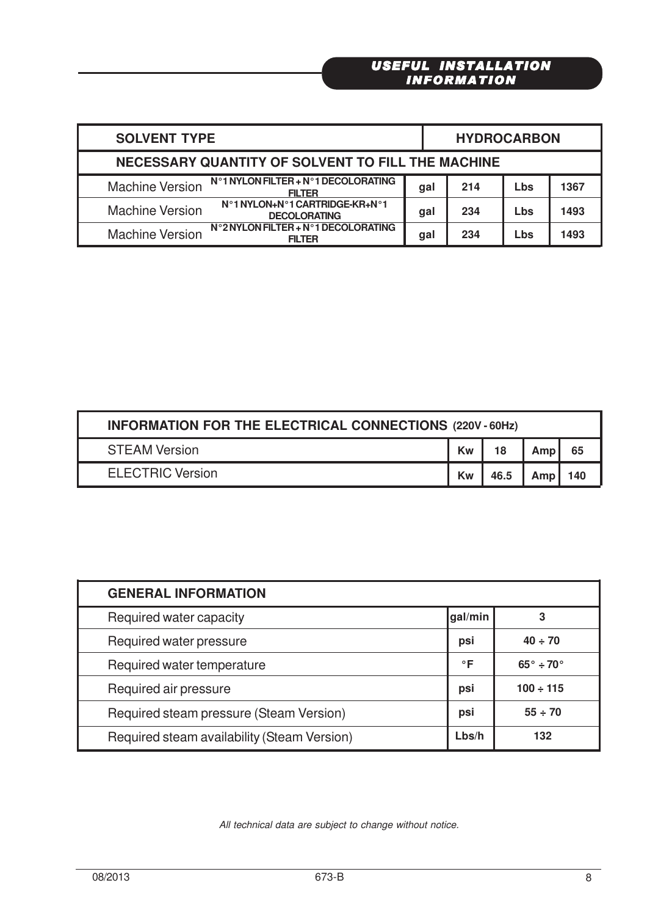## USEFUL INSTALLATION INFORMATION

| SOLVENT TYPE | | HYDROCARBON | | | |
|---|---|---|---|---|---|
| **NECESSARY QUANTITY OF SOLVENT TO FILL THE MACHINE** | | | | | |
| Machine Version | N°1 NYLON FILTER + N°1 DECOLORATING FILTER | gal | 214 | Lbs | 1367 |
| Machine Version | N°1 NYLON+N°1 CARTRIDGE-KR+N°1 DECOLORATING | gal | 234 | Lbs | 1493 |
| Machine Version | N°2 NYLON FILTER + N°1 DECOLORATING FILTER | gal | 234 | Lbs | 1493 |

| INFORMATION FOR THE ELECTRICAL CONNECTIONS (220V - 60Hz) | | | | |
|---|---|---|---|---|
| STEAM Version | Kw | 18 | Amp | 65 |
| ELECTRIC Version | Kw | 46.5 | Amp | 140 |

| GENERAL INFORMATION | | |
|---|---|---|
| Required water capacity | gal/min | 3 |
| Required water pressure | psi | 40 ÷ 70 |
| Required water temperature | °F | 65° ÷ 70° |
| Required air pressure | psi | 100 ÷ 115 |
| Required steam pressure (Steam Version) | psi | 55 ÷ 70 |
| Required steam availability (Steam Version) | Lbs/h | 132 |

*All technical data are subject to change without notice.*

08/2013 673-B